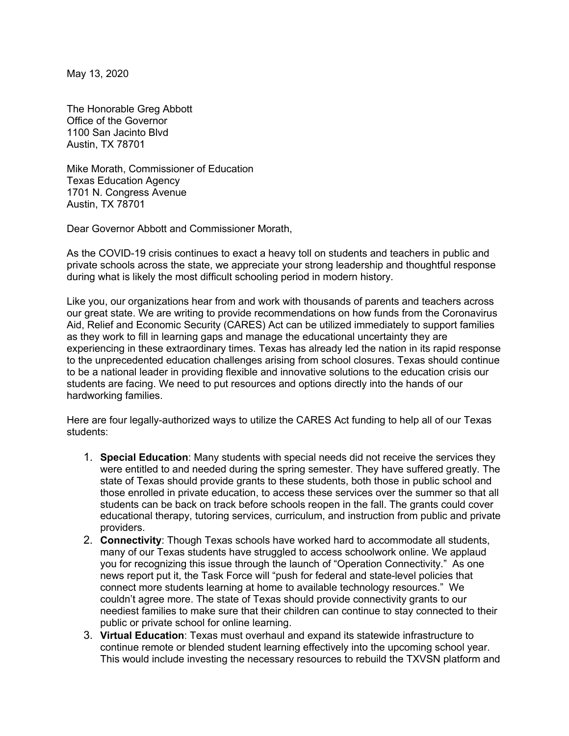May 13, 2020

The Honorable Greg Abbott
Office of the Governor
1100 San Jacinto Blvd
Austin, TX 78701

Mike Morath, Commissioner of Education
Texas Education Agency
1701 N. Congress Avenue
Austin, TX 78701

Dear Governor Abbott and Commissioner Morath,

As the COVID-19 crisis continues to exact a heavy toll on students and teachers in public and private schools across the state, we appreciate your strong leadership and thoughtful response during what is likely the most difficult schooling period in modern history.

Like you, our organizations hear from and work with thousands of parents and teachers across our great state. We are writing to provide recommendations on how funds from the Coronavirus Aid, Relief and Economic Security (CARES) Act can be utilized immediately to support families as they work to fill in learning gaps and manage the educational uncertainty they are experiencing in these extraordinary times. Texas has already led the nation in its rapid response to the unprecedented education challenges arising from school closures. Texas should continue to be a national leader in providing flexible and innovative solutions to the education crisis our students are facing. We need to put resources and options directly into the hands of our hardworking families.

Here are four legally-authorized ways to utilize the CARES Act funding to help all of our Texas students:

1. **Special Education**: Many students with special needs did not receive the services they were entitled to and needed during the spring semester. They have suffered greatly. The state of Texas should provide grants to these students, both those in public school and those enrolled in private education, to access these services over the summer so that all students can be back on track before schools reopen in the fall. The grants could cover educational therapy, tutoring services, curriculum, and instruction from public and private providers.
2. **Connectivity**: Though Texas schools have worked hard to accommodate all students, many of our Texas students have struggled to access schoolwork online. We applaud you for recognizing this issue through the launch of "Operation Connectivity." As one news report put it, the Task Force will "push for federal and state-level policies that connect more students learning at home to available technology resources." We couldn't agree more. The state of Texas should provide connectivity grants to our neediest families to make sure that their children can continue to stay connected to their public or private school for online learning.
3. **Virtual Education**: Texas must overhaul and expand its statewide infrastructure to continue remote or blended student learning effectively into the upcoming school year. This would include investing the necessary resources to rebuild the TXVSN platform and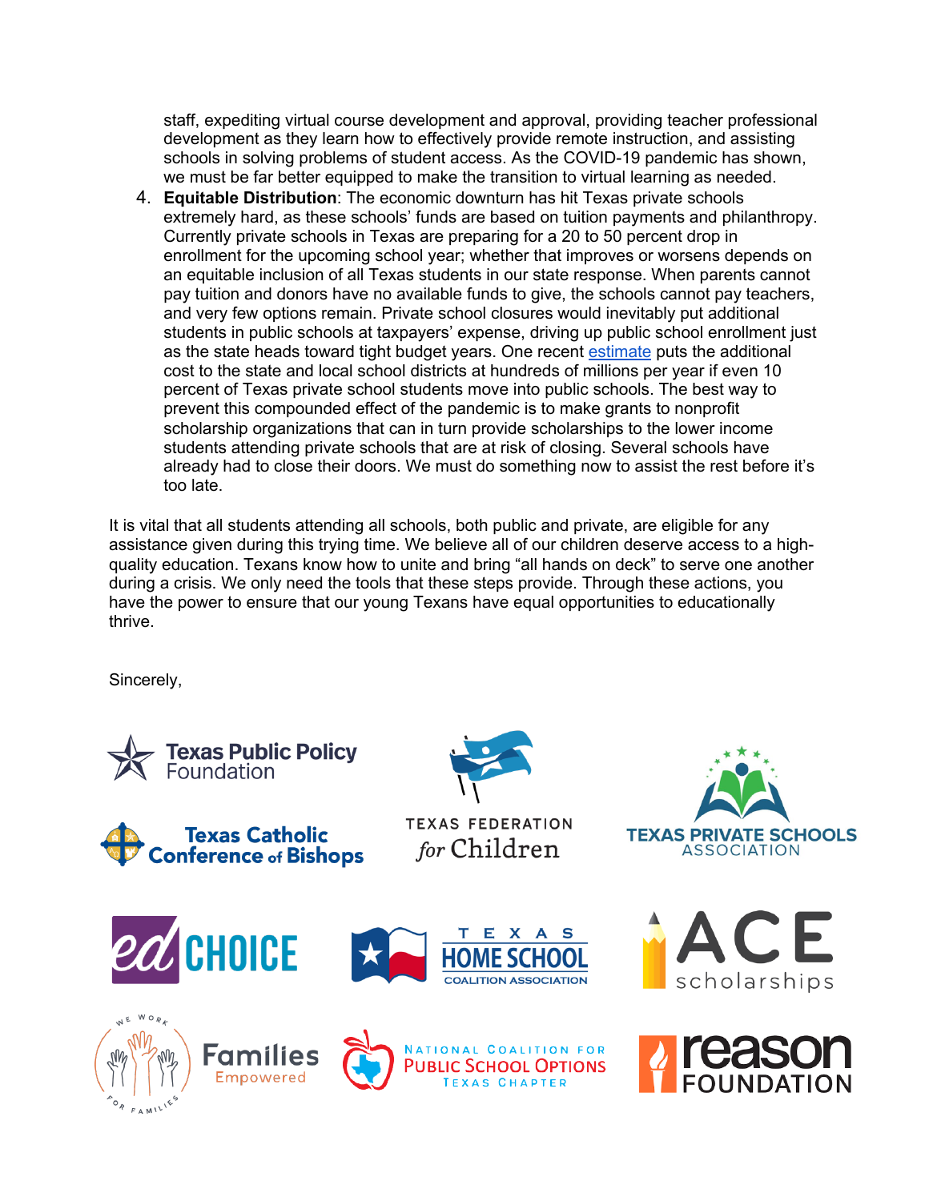staff, expediting virtual course development and approval, providing teacher professional development as they learn how to effectively provide remote instruction, and assisting schools in solving problems of student access. As the COVID-19 pandemic has shown, we must be far better equipped to make the transition to virtual learning as needed.

4. **Equitable Distribution**: The economic downturn has hit Texas private schools extremely hard, as these schools' funds are based on tuition payments and philanthropy. Currently private schools in Texas are preparing for a 20 to 50 percent drop in enrollment for the upcoming school year; whether that improves or worsens depends on an equitable inclusion of all Texas students in our state response. When parents cannot pay tuition and donors have no available funds to give, the schools cannot pay teachers, and very few options remain. Private school closures would inevitably put additional students in public schools at taxpayers' expense, driving up public school enrollment just as the state heads toward tight budget years. One recent estimate puts the additional cost to the state and local school districts at hundreds of millions per year if even 10 percent of Texas private school students move into public schools. The best way to prevent this compounded effect of the pandemic is to make grants to nonprofit scholarship organizations that can in turn provide scholarships to the lower income students attending private schools that are at risk of closing. Several schools have already had to close their doors. We must do something now to assist the rest before it's too late.

It is vital that all students attending all schools, both public and private, are eligible for any assistance given during this trying time. We believe all of our children deserve access to a high-quality education. Texans know how to unite and bring "all hands on deck" to serve one another during a crisis. We only need the tools that these steps provide. Through these actions, you have the power to ensure that our young Texans have equal opportunities to educationally thrive.

Sincerely,

Texas Public Policy Foundation

Texas Catholic Conference of Bishops

Texas Federation for Children

Texas Private Schools Association

EdChoice

Texas Home School Coalition Association

ACE Scholarships

Families Empowered

National Coalition for Public School Options Texas Chapter

Reason Foundation